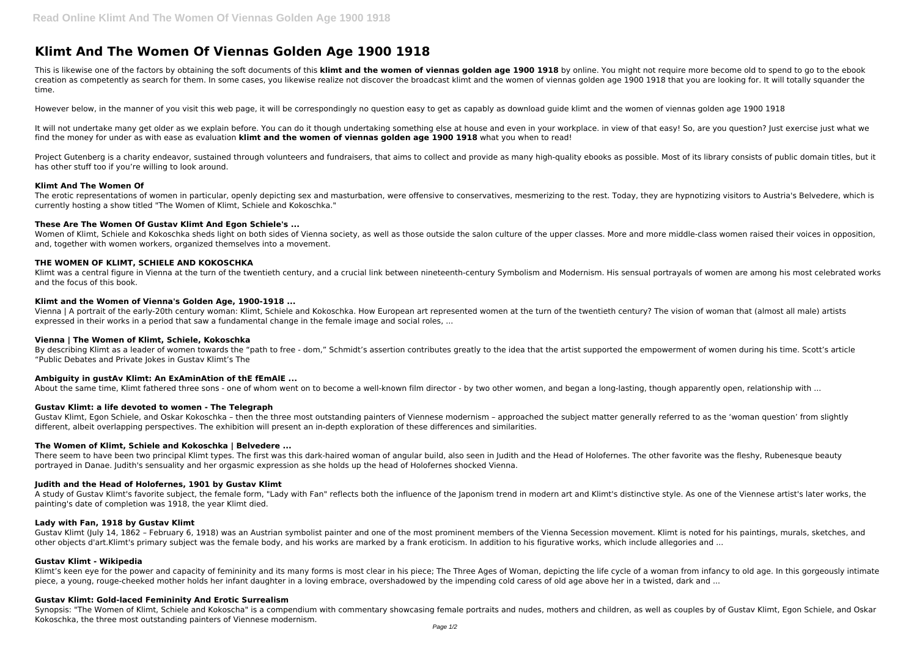# Klimt And The Women Of Viennas Golden Age 1900 1918

This is likewise one of the factors by obtaining the soft documents of this **klimt and the women of viennas golden age 1900 1918** by online. You might not require more become old to spend to go to the ebook creation as competently as search for them. In some cases, you likewise realize not discover the broadcast klimt and the women of viennas golden age 1900 1918 that you are looking for. It will totally squander the time.

However below, in the manner of you visit this web page, it will be correspondingly no question easy to get as capably as download guide klimt and the women of viennas golden age 1900 1918

It will not undertake many get older as we explain before. You can do it though undertaking something else at house and even in your workplace. in view of that easy! So, are you question? Just exercise just what we find the money for under as with ease as evaluation **klimt and the women of viennas golden age 1900 1918** what you when to read!

Project Gutenberg is a charity endeavor, sustained through volunteers and fundraisers, that aims to collect and provide as many high-quality ebooks as possible. Most of its library consists of public domain titles, but it has other stuff too if you're willing to look around.

### Klimt And The Women Of

The erotic representations of women in particular, openly depicting sex and masturbation, were offensive to conservatives, mesmerizing to the rest. Today, they are hypnotizing visitors to Austria's Belvedere, which is currently hosting a show titled "The Women of Klimt, Schiele and Kokoschka."

### These Are The Women Of Gustav Klimt And Egon Schiele's ...

Women of Klimt, Schiele and Kokoschka sheds light on both sides of Vienna society, as well as those outside the salon culture of the upper classes. More and more middle-class women raised their voices in opposition, and, together with women workers, organized themselves into a movement.

### THE WOMEN OF KLIMT, SCHIELE AND KOKOSCHKA

Klimt was a central figure in Vienna at the turn of the twentieth century, and a crucial link between nineteenth-century Symbolism and Modernism. His sensual portrayals of women are among his most celebrated works and the focus of this book.

### Klimt and the Women of Vienna's Golden Age, 1900-1918 ...

Vienna | A portrait of the early-20th century woman: Klimt, Schiele and Kokoschka. How European art represented women at the turn of the twentieth century? The vision of woman that (almost all male) artists expressed in their works in a period that saw a fundamental change in the female image and social roles, ...

### Vienna | The Women of Klimt, Schiele, Kokoschka

By describing Klimt as a leader of women towards the "path to free - dom," Schmidt's assertion contributes greatly to the idea that the artist supported the empowerment of women during his time. Scott's article "Public Debates and Private Jokes in Gustav Klimt's The

### Ambiguity in gustAv Klimt: An ExAminAtion of thE fEmAlE ...

About the same time, Klimt fathered three sons - one of whom went on to become a well-known film director - by two other women, and began a long-lasting, though apparently open, relationship with ...

### Gustav Klimt: a life devoted to women - The Telegraph

Gustav Klimt, Egon Schiele, and Oskar Kokoschka – then the three most outstanding painters of Viennese modernism – approached the subject matter generally referred to as the 'woman question' from slightly different, albeit overlapping perspectives. The exhibition will present an in-depth exploration of these differences and similarities.

### The Women of Klimt, Schiele and Kokoschka | Belvedere ...

There seem to have been two principal Klimt types. The first was this dark-haired woman of angular build, also seen in Judith and the Head of Holofernes. The other favorite was the fleshy, Rubenesque beauty portrayed in Danae. Judith's sensuality and her orgasmic expression as she holds up the head of Holofernes shocked Vienna.

### Judith and the Head of Holofernes, 1901 by Gustav Klimt

A study of Gustav Klimt's favorite subject, the female form, "Lady with Fan" reflects both the influence of the Japonism trend in modern art and Klimt's distinctive style. As one of the Viennese artist's later works, the painting's date of completion was 1918, the year Klimt died.

### Lady with Fan, 1918 by Gustav Klimt

Gustav Klimt (July 14, 1862 – February 6, 1918) was an Austrian symbolist painter and one of the most prominent members of the Vienna Secession movement. Klimt is noted for his paintings, murals, sketches, and other objects d'art.Klimt's primary subject was the female body, and his works are marked by a frank eroticism. In addition to his figurative works, which include allegories and ...

### Gustav Klimt - Wikipedia

Klimt's keen eye for the power and capacity of femininity and its many forms is most clear in his piece; The Three Ages of Woman, depicting the life cycle of a woman from infancy to old age. In this gorgeously intimate piece, a young, rouge-cheeked mother holds her infant daughter in a loving embrace, overshadowed by the impending cold caress of old age above her in a twisted, dark and ...

### Gustav Klimt: Gold-laced Femininity And Erotic Surrealism

Synopsis: "The Women of Klimt, Schiele and Kokoscha" is a compendium with commentary showcasing female portraits and nudes, mothers and children, as well as couples by of Gustav Klimt, Egon Schiele, and Oskar Kokoschka, the three most outstanding painters of Viennese modernism.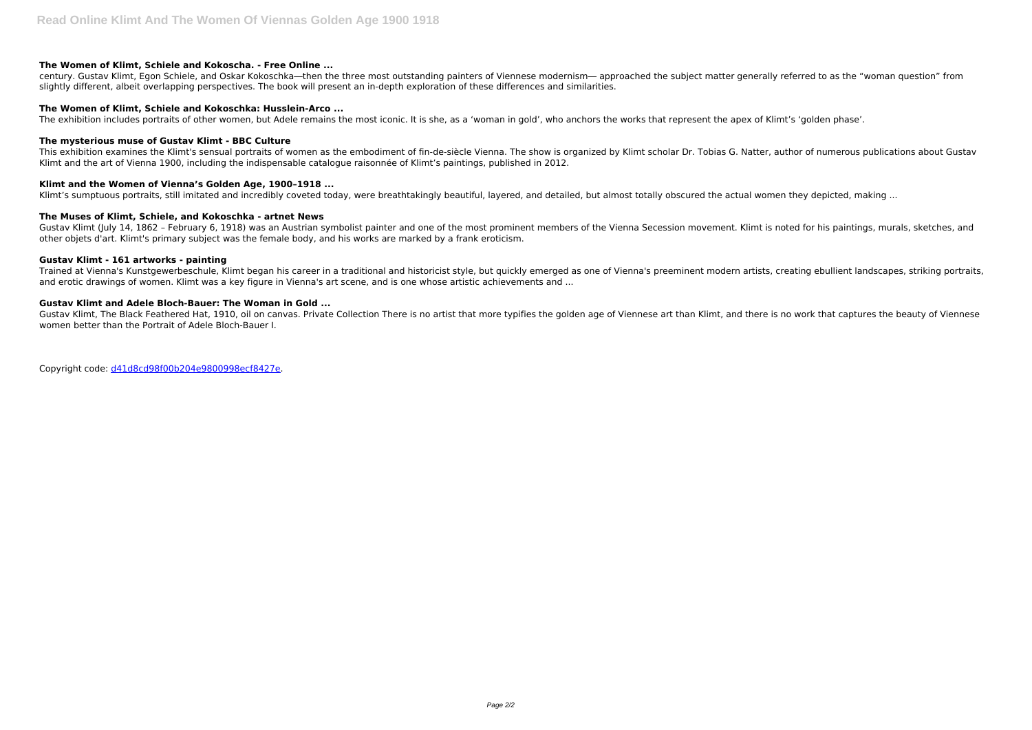### The Women of Klimt, Schiele and Kokoscha. - Free Online ...

century. Gustav Klimt, Egon Schiele, and Oskar Kokoschka—then the three most outstanding painters of Viennese modernism— approached the subject matter generally referred to as the "woman question" from slightly different, albeit overlapping perspectives. The book will present an in-depth exploration of these differences and similarities.

### The Women of Klimt, Schiele and Kokoschka: Husslein-Arco ...

The exhibition includes portraits of other women, but Adele remains the most iconic. It is she, as a 'woman in gold', who anchors the works that represent the apex of Klimt's 'golden phase'.

### The mysterious muse of Gustav Klimt - BBC Culture

This exhibition examines the Klimt's sensual portraits of women as the embodiment of fin-de-siècle Vienna. The show is organized by Klimt scholar Dr. Tobias G. Natter, author of numerous publications about Gustav Klimt and the art of Vienna 1900, including the indispensable catalogue raisonnée of Klimt's paintings, published in 2012.

### Klimt and the Women of Vienna's Golden Age, 1900–1918 ...

Klimt's sumptuous portraits, still imitated and incredibly coveted today, were breathtakingly beautiful, layered, and detailed, but almost totally obscured the actual women they depicted, making ...

### The Muses of Klimt, Schiele, and Kokoschka - artnet News

Gustav Klimt (July 14, 1862 – February 6, 1918) was an Austrian symbolist painter and one of the most prominent members of the Vienna Secession movement. Klimt is noted for his paintings, murals, sketches, and other objets d'art. Klimt's primary subject was the female body, and his works are marked by a frank eroticism.

### Gustav Klimt - 161 artworks - painting

Trained at Vienna's Kunstgewerbeschule, Klimt began his career in a traditional and historicist style, but quickly emerged as one of Vienna's preeminent modern artists, creating ebullient landscapes, striking portraits, and erotic drawings of women. Klimt was a key figure in Vienna's art scene, and is one whose artistic achievements and ...

### Gustav Klimt and Adele Bloch-Bauer: The Woman in Gold ...

Gustav Klimt, The Black Feathered Hat, 1910, oil on canvas. Private Collection There is no artist that more typifies the golden age of Viennese art than Klimt, and there is no work that captures the beauty of Viennese women better than the Portrait of Adele Bloch-Bauer I.

Copyright code: d41d8cd98f00b204e9800998ecf8427e.